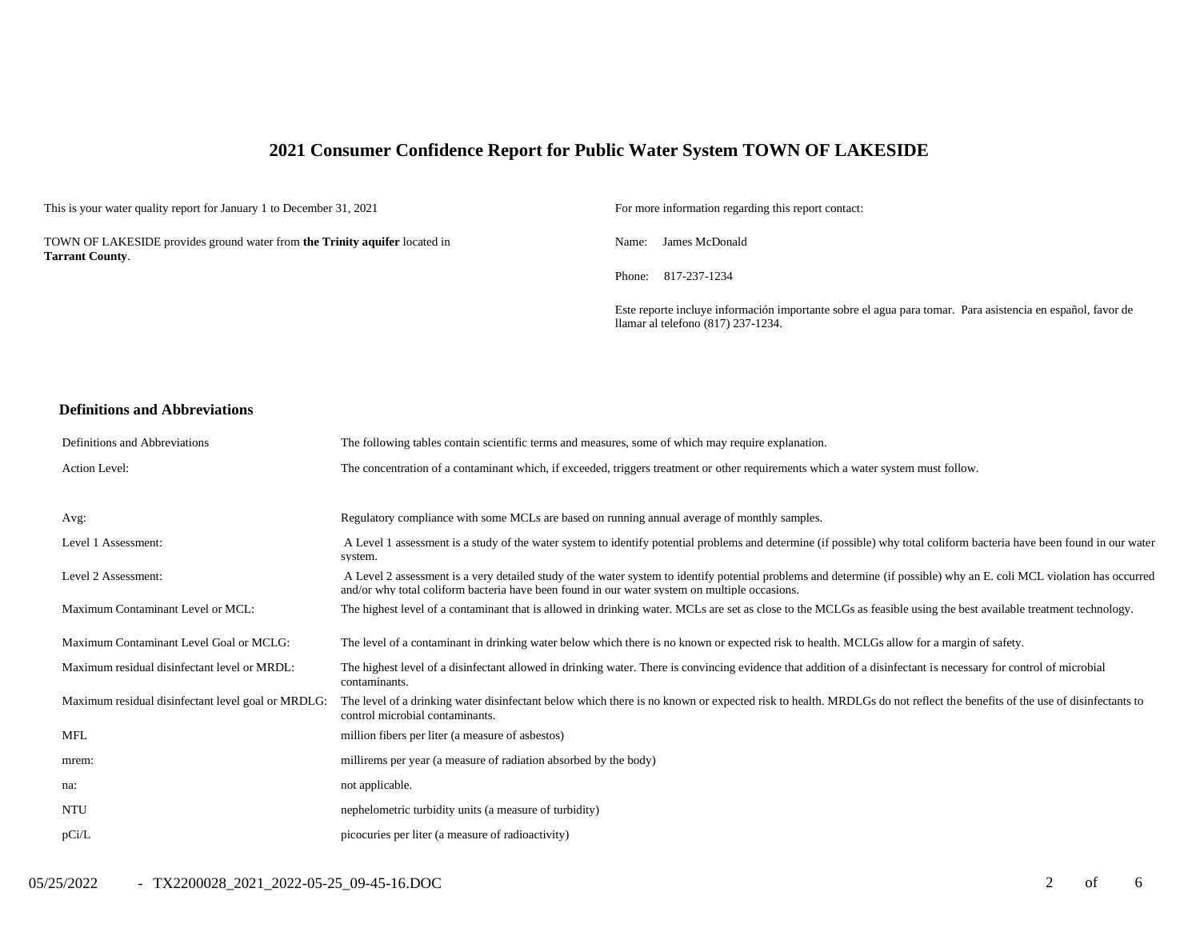# 2021 Consumer Confidence Report for Public Water System TOWN OF LAKESIDE

This is your water quality report for January 1 to December 31, 2021

TOWN OF LAKESIDE provides ground water from **the Trinity aquifer** located in **Tarrant County**.

For more information regarding this report contact:

Name: James McDonald

Phone: 817-237-1234

Este reporte incluye información importante sobre el agua para tomar. Para asistencia en español, favor de llamar al telefono (817) 237-1234.

## Definitions and Abbreviations

| Definitions and Abbreviations | The following tables contain scientific terms and measures, some of which may require explanation. |
|---|---|
| Action Level: | The concentration of a contaminant which, if exceeded, triggers treatment or other requirements which a water system must follow. |
| Avg: | Regulatory compliance with some MCLs are based on running annual average of monthly samples. |
| Level 1 Assessment: | A Level 1 assessment is a study of the water system to identify potential problems and determine (if possible) why total coliform bacteria have been found in our water system. |
| Level 2 Assessment: | A Level 2 assessment is a very detailed study of the water system to identify potential problems and determine (if possible) why an E. coli MCL violation has occurred and/or why total coliform bacteria have been found in our water system on multiple occasions. |
| Maximum Contaminant Level or MCL: | The highest level of a contaminant that is allowed in drinking water. MCLs are set as close to the MCLGs as feasible using the best available treatment technology. |
| Maximum Contaminant Level Goal or MCLG: | The level of a contaminant in drinking water below which there is no known or expected risk to health. MCLGs allow for a margin of safety. |
| Maximum residual disinfectant level or MRDL: | The highest level of a disinfectant allowed in drinking water. There is convincing evidence that addition of a disinfectant is necessary for control of microbial contaminants. |
| Maximum residual disinfectant level goal or MRDLG: | The level of a drinking water disinfectant below which there is no known or expected risk to health. MRDLGs do not reflect the benefits of the use of disinfectants to control microbial contaminants. |
| MFL | million fibers per liter (a measure of asbestos) |
| mrem: | millirems per year (a measure of radiation absorbed by the body) |
| na: | not applicable. |
| NTU | nephelometric turbidity units (a measure of turbidity) |
| pCi/L | picocuries per liter (a measure of radioactivity) |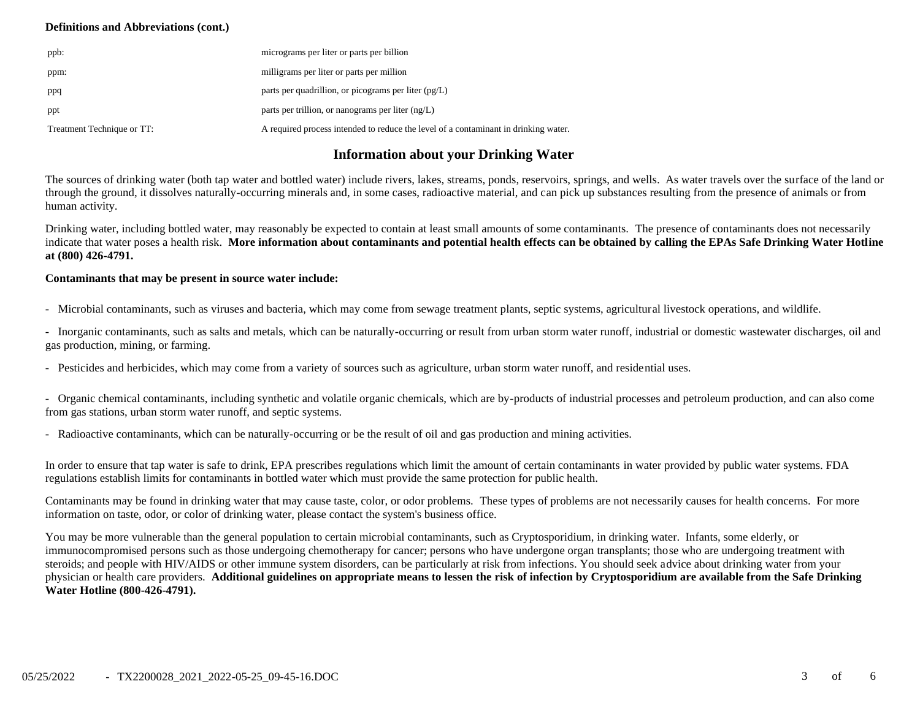**Definitions and Abbreviations (cont.)**

| | |
|---|---|
| ppb: | micrograms per liter or parts per billion |
| ppm: | milligrams per liter or parts per million |
| ppq | parts per quadrillion, or picograms per liter (pg/L) |
| ppt | parts per trillion, or nanograms per liter (ng/L) |
| Treatment Technique or TT: | A required process intended to reduce the level of a contaminant in drinking water. |

## Information about your Drinking Water

The sources of drinking water (both tap water and bottled water) include rivers, lakes, streams, ponds, reservoirs, springs, and wells. As water travels over the surface of the land or through the ground, it dissolves naturally-occurring minerals and, in some cases, radioactive material, and can pick up substances resulting from the presence of animals or from human activity.

Drinking water, including bottled water, may reasonably be expected to contain at least small amounts of some contaminants. The presence of contaminants does not necessarily indicate that water poses a health risk. **More information about contaminants and potential health effects can be obtained by calling the EPAs Safe Drinking Water Hotline at (800) 426-4791.**

**Contaminants that may be present in source water include:**

- Microbial contaminants, such as viruses and bacteria, which may come from sewage treatment plants, septic systems, agricultural livestock operations, and wildlife.

- Inorganic contaminants, such as salts and metals, which can be naturally-occurring or result from urban storm water runoff, industrial or domestic wastewater discharges, oil and gas production, mining, or farming.

- Pesticides and herbicides, which may come from a variety of sources such as agriculture, urban storm water runoff, and residential uses.

- Organic chemical contaminants, including synthetic and volatile organic chemicals, which are by-products of industrial processes and petroleum production, and can also come from gas stations, urban storm water runoff, and septic systems.

- Radioactive contaminants, which can be naturally-occurring or be the result of oil and gas production and mining activities.

In order to ensure that tap water is safe to drink, EPA prescribes regulations which limit the amount of certain contaminants in water provided by public water systems. FDA regulations establish limits for contaminants in bottled water which must provide the same protection for public health.

Contaminants may be found in drinking water that may cause taste, color, or odor problems. These types of problems are not necessarily causes for health concerns. For more information on taste, odor, or color of drinking water, please contact the system's business office.

You may be more vulnerable than the general population to certain microbial contaminants, such as Cryptosporidium, in drinking water. Infants, some elderly, or immunocompromised persons such as those undergoing chemotherapy for cancer; persons who have undergone organ transplants; those who are undergoing treatment with steroids; and people with HIV/AIDS or other immune system disorders, can be particularly at risk from infections. You should seek advice about drinking water from your physician or health care providers. **Additional guidelines on appropriate means to lessen the risk of infection by Cryptosporidium are available from the Safe Drinking Water Hotline (800-426-4791).**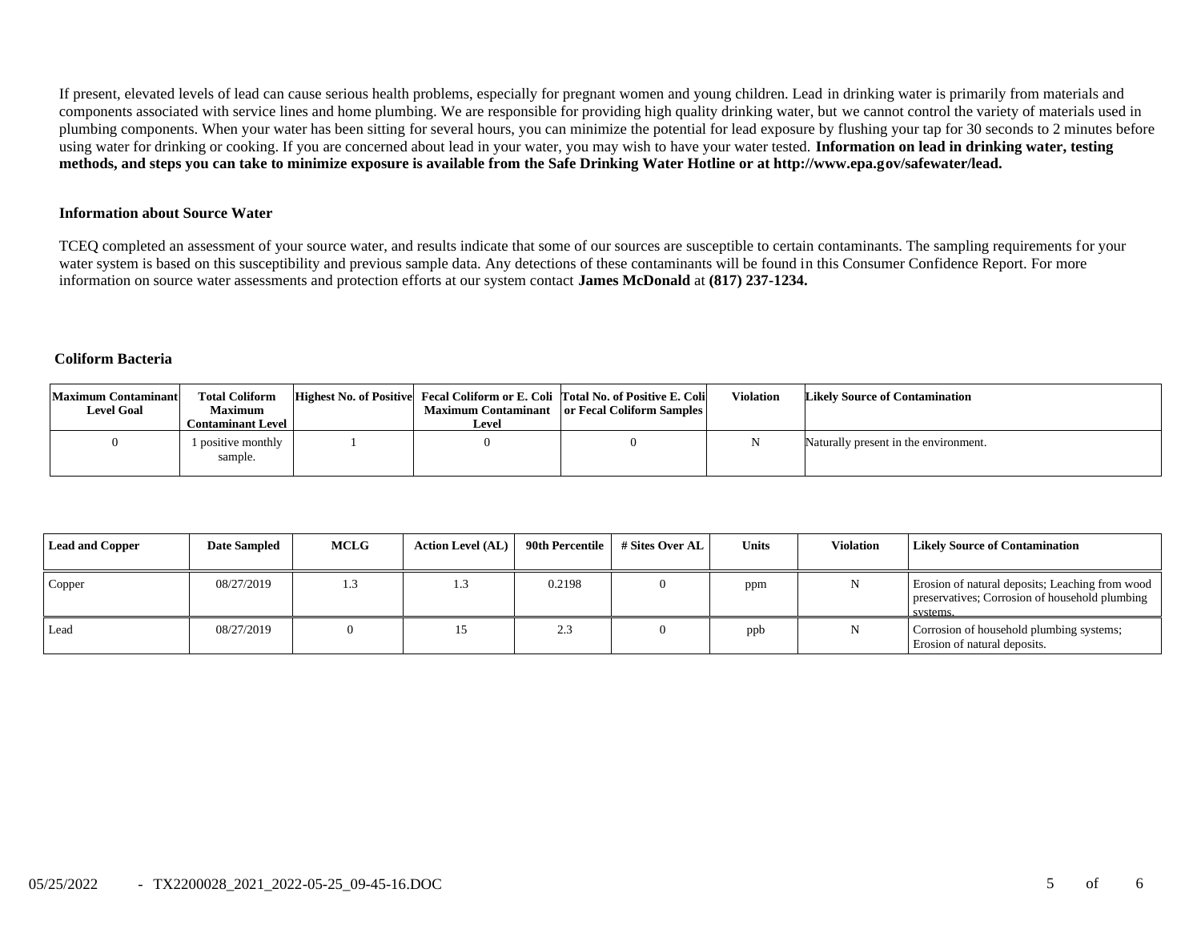If present, elevated levels of lead can cause serious health problems, especially for pregnant women and young children. Lead in drinking water is primarily from materials and components associated with service lines and home plumbing. We are responsible for providing high quality drinking water, but we cannot control the variety of materials used in plumbing components. When your water has been sitting for several hours, you can minimize the potential for lead exposure by flushing your tap for 30 seconds to 2 minutes before using water for drinking or cooking. If you are concerned about lead in your water, you may wish to have your water tested. **Information on lead in drinking water, testing methods, and steps you can take to minimize exposure is available from the Safe Drinking Water Hotline or at http://www.epa.gov/safewater/lead.**

**Information about Source Water**

TCEQ completed an assessment of your source water, and results indicate that some of our sources are susceptible to certain contaminants. The sampling requirements for your water system is based on this susceptibility and previous sample data. Any detections of these contaminants will be found in this Consumer Confidence Report. For more information on source water assessments and protection efforts at our system contact **James McDonald** at **(817) 237-1234.**

**Coliform Bacteria**

| Maximum Contaminant Level Goal | Total Coliform Maximum Contaminant Level | Highest No. of Positive | Fecal Coliform or E. Coli Maximum Contaminant Level | Total No. of Positive E. Coli or Fecal Coliform Samples | Violation | Likely Source of Contamination |
|---|---|---|---|---|---|---|
| 0 | 1 positive monthly sample. | 1 | 0 | 0 | N | Naturally present in the environment. |

| Lead and Copper | Date Sampled | MCLG | Action Level (AL) | 90th Percentile | # Sites Over AL | Units | Violation | Likely Source of Contamination |
|---|---|---|---|---|---|---|---|---|
| Copper | 08/27/2019 | 1.3 | 1.3 | 0.2198 | 0 | ppm | N | Erosion of natural deposits; Leaching from wood preservatives; Corrosion of household plumbing systems. |
| Lead | 08/27/2019 | 0 | 15 | 2.3 | 0 | ppb | N | Corrosion of household plumbing systems; Erosion of natural deposits. |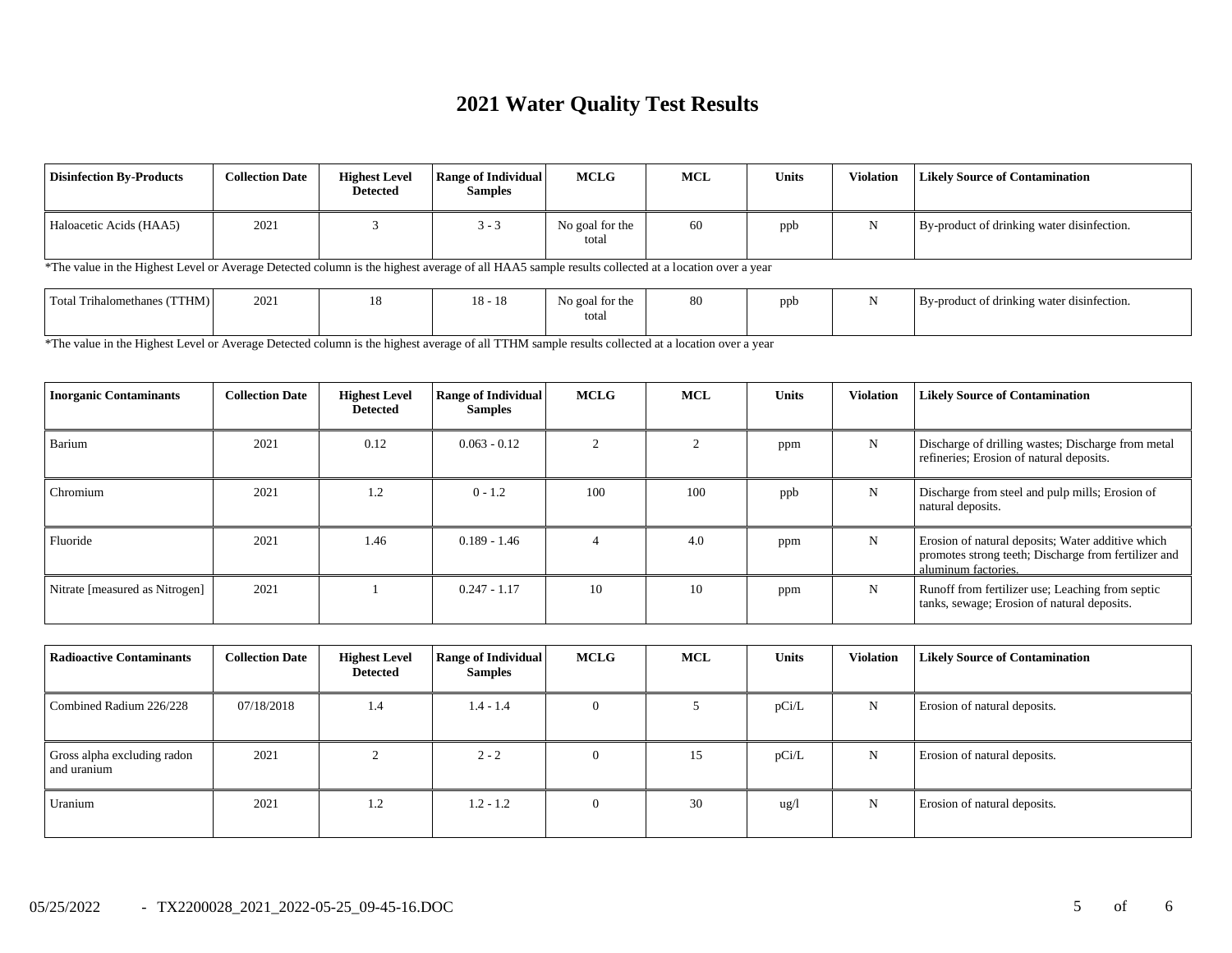# 2021 Water Quality Test Results

| Disinfection By-Products | Collection Date | Highest Level Detected | Range of Individual Samples | MCLG | MCL | Units | Violation | Likely Source of Contamination |
|---|---|---|---|---|---|---|---|---|
| Haloacetic Acids (HAA5) | 2021 | 3 | 3 - 3 | No goal for the total | 60 | ppb | N | By-product of drinking water disinfection. |

*The value in the Highest Level or Average Detected column is the highest average of all HAA5 sample results collected at a location over a year

| Disinfection By-Products | Collection Date | Highest Level Detected | Range of Individual Samples | MCLG | MCL | Units | Violation | Likely Source of Contamination |
|---|---|---|---|---|---|---|---|---|
| Total Trihalomethanes (TTHM) | 2021 | 18 | 18 - 18 | No goal for the total | 80 | ppb | N | By-product of drinking water disinfection. |

*The value in the Highest Level or Average Detected column is the highest average of all TTHM sample results collected at a location over a year

| Inorganic Contaminants | Collection Date | Highest Level Detected | Range of Individual Samples | MCLG | MCL | Units | Violation | Likely Source of Contamination |
|---|---|---|---|---|---|---|---|---|
| Barium | 2021 | 0.12 | 0.063 - 0.12 | 2 | 2 | ppm | N | Discharge of drilling wastes; Discharge from metal refineries; Erosion of natural deposits. |
| Chromium | 2021 | 1.2 | 0 - 1.2 | 100 | 100 | ppb | N | Discharge from steel and pulp mills; Erosion of natural deposits. |
| Fluoride | 2021 | 1.46 | 0.189 - 1.46 | 4 | 4.0 | ppm | N | Erosion of natural deposits; Water additive which promotes strong teeth; Discharge from fertilizer and aluminum factories. |
| Nitrate [measured as Nitrogen] | 2021 | 1 | 0.247 - 1.17 | 10 | 10 | ppm | N | Runoff from fertilizer use; Leaching from septic tanks, sewage; Erosion of natural deposits. |

| Radioactive Contaminants | Collection Date | Highest Level Detected | Range of Individual Samples | MCLG | MCL | Units | Violation | Likely Source of Contamination |
|---|---|---|---|---|---|---|---|---|
| Combined Radium 226/228 | 07/18/2018 | 1.4 | 1.4 - 1.4 | 0 | 5 | pCi/L | N | Erosion of natural deposits. |
| Gross alpha excluding radon and uranium | 2021 | 2 | 2 - 2 | 0 | 15 | pCi/L | N | Erosion of natural deposits. |
| Uranium | 2021 | 1.2 | 1.2 - 1.2 | 0 | 30 | ug/l | N | Erosion of natural deposits. |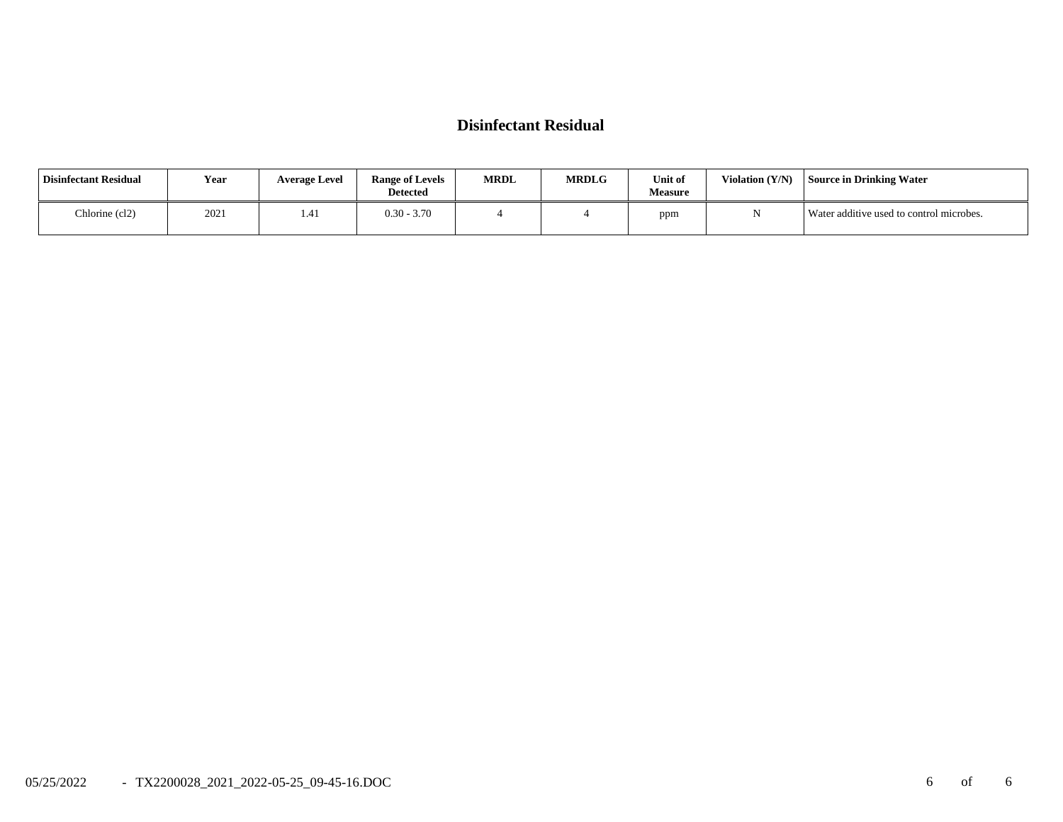## Disinfectant Residual

| Disinfectant Residual | Year | Average Level | Range of Levels Detected | MRDL | MRDLG | Unit of Measure | Violation (Y/N) | Source in Drinking Water |
|---|---|---|---|---|---|---|---|---|
| Chlorine (cl2) | 2021 | 1.41 | 0.30 - 3.70 | 4 | 4 | ppm | N | Water additive used to control microbes. |